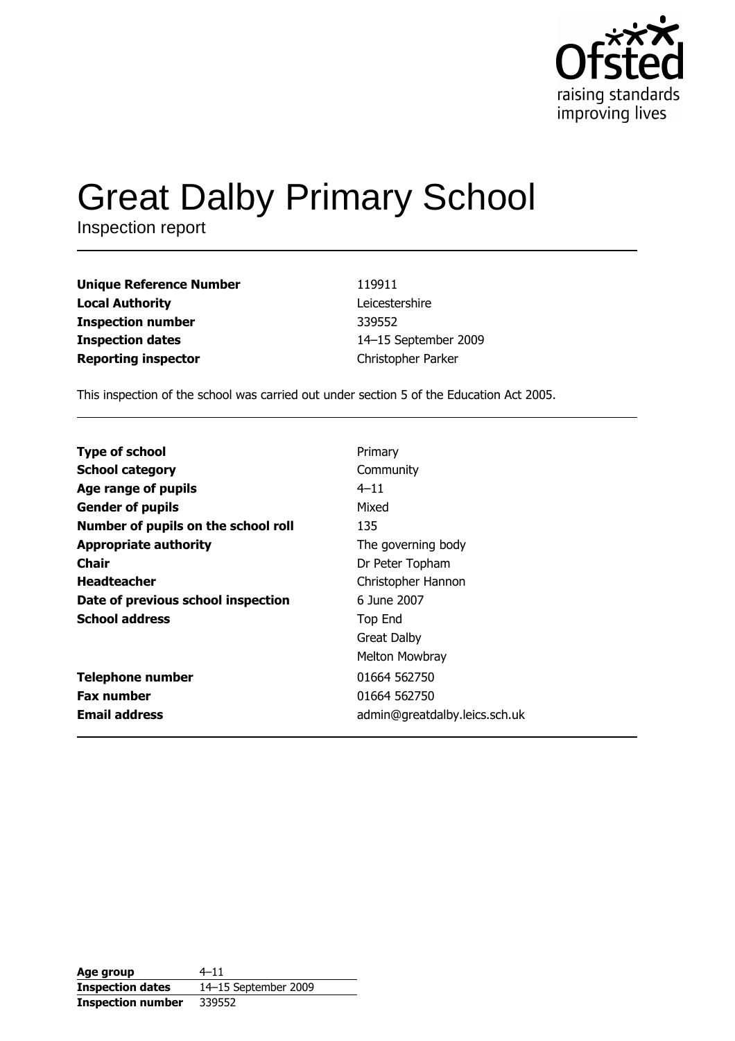Ofsted
raising standards
improving lives

# Great Dalby Primary School

Inspection report

| | |
|---|---|
| **Unique Reference Number** | 119911 |
| **Local Authority** | Leicestershire |
| **Inspection number** | 339552 |
| **Inspection dates** | 14–15 September 2009 |
| **Reporting inspector** | Christopher Parker |

This inspection of the school was carried out under section 5 of the Education Act 2005.

| | |
|---|---|
| **Type of school** | Primary |
| **School category** | Community |
| **Age range of pupils** | 4–11 |
| **Gender of pupils** | Mixed |
| **Number of pupils on the school roll** | 135 |
| **Appropriate authority** | The governing body |
| **Chair** | Dr Peter Topham |
| **Headteacher** | Christopher Hannon |
| **Date of previous school inspection** | 6 June 2007 |
| **School address** | Top End<br>Great Dalby<br>Melton Mowbray |
| **Telephone number** | 01664 562750 |
| **Fax number** | 01664 562750 |
| **Email address** | admin@greatdalby.leics.sch.uk |

| | |
|---|---|
| **Age group** | 4–11 |
| **Inspection dates** | 14–15 September 2009 |
| **Inspection number** | 339552 |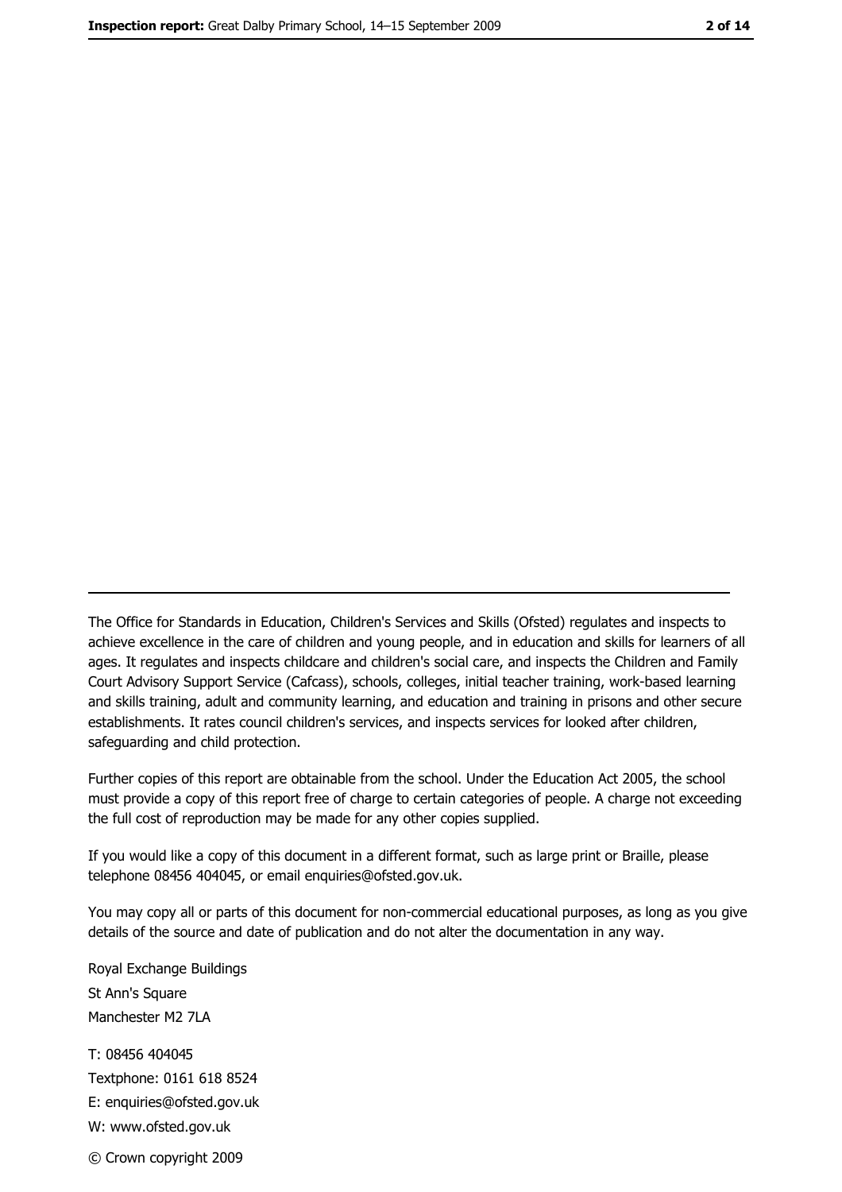The Office for Standards in Education, Children's Services and Skills (Ofsted) regulates and inspects to achieve excellence in the care of children and young people, and in education and skills for learners of all ages. It regulates and inspects childcare and children's social care, and inspects the Children and Family Court Advisory Support Service (Cafcass), schools, colleges, initial teacher training, work-based learning and skills training, adult and community learning, and education and training in prisons and other secure establishments. It rates council children's services, and inspects services for looked after children, safeguarding and child protection.

Further copies of this report are obtainable from the school. Under the Education Act 2005, the school must provide a copy of this report free of charge to certain categories of people. A charge not exceeding the full cost of reproduction may be made for any other copies supplied.

If you would like a copy of this document in a different format, such as large print or Braille, please telephone 08456 404045, or email enquiries@ofsted.gov.uk.

You may copy all or parts of this document for non-commercial educational purposes, as long as you give details of the source and date of publication and do not alter the documentation in any way.

Royal Exchange Buildings
St Ann's Square
Manchester M2 7LA

T: 08456 404045
Textphone: 0161 618 8524
E: enquiries@ofsted.gov.uk
W: www.ofsted.gov.uk

© Crown copyright 2009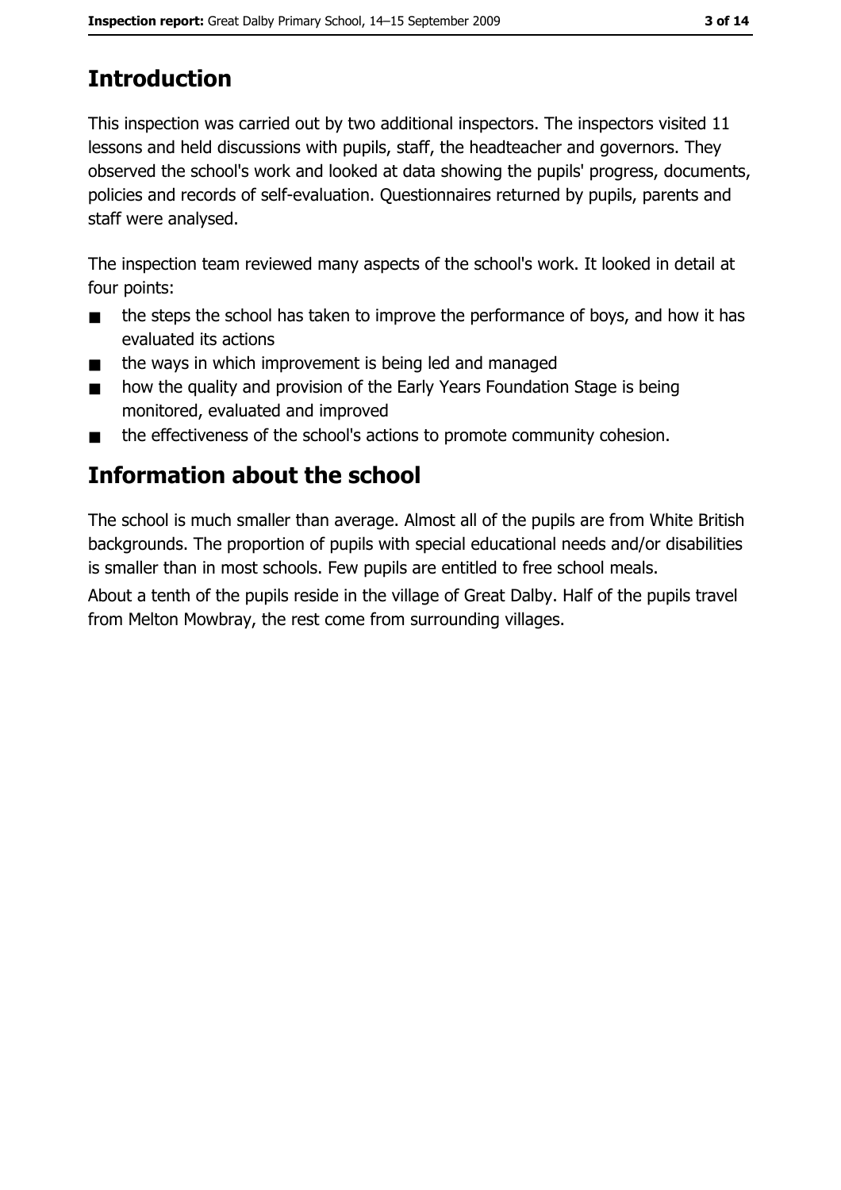# Introduction

This inspection was carried out by two additional inspectors. The inspectors visited 11 lessons and held discussions with pupils, staff, the headteacher and governors. They observed the school's work and looked at data showing the pupils' progress, documents, policies and records of self-evaluation. Questionnaires returned by pupils, parents and staff were analysed.

The inspection team reviewed many aspects of the school's work. It looked in detail at four points:

- the steps the school has taken to improve the performance of boys, and how it has evaluated its actions
- the ways in which improvement is being led and managed
- how the quality and provision of the Early Years Foundation Stage is being monitored, evaluated and improved
- the effectiveness of the school's actions to promote community cohesion.

# Information about the school

The school is much smaller than average. Almost all of the pupils are from White British backgrounds. The proportion of pupils with special educational needs and/or disabilities is smaller than in most schools. Few pupils are entitled to free school meals.

About a tenth of the pupils reside in the village of Great Dalby. Half of the pupils travel from Melton Mowbray, the rest come from surrounding villages.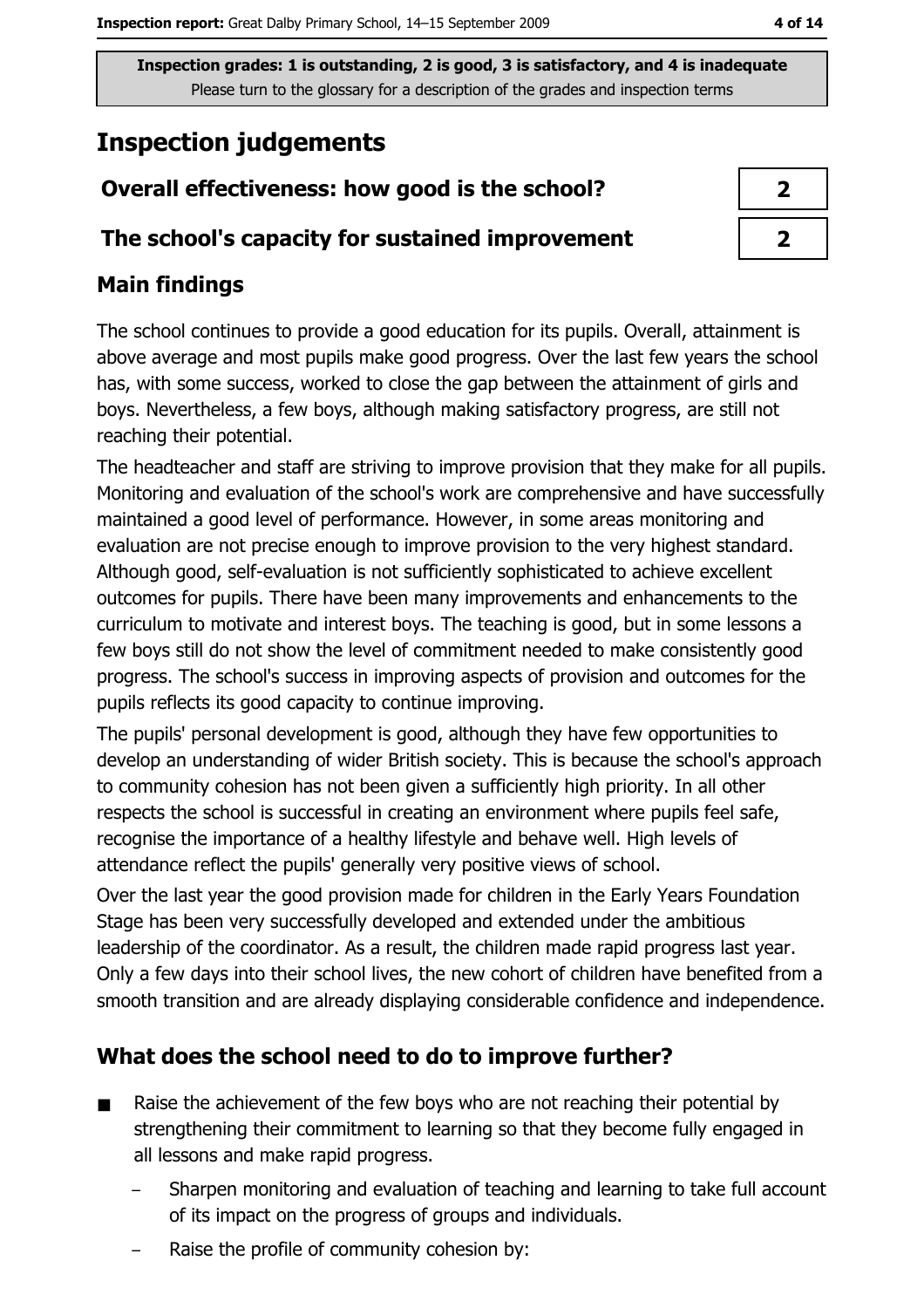**Inspection grades: 1 is outstanding, 2 is good, 3 is satisfactory, and 4 is inadequate**
Please turn to the glossary for a description of the grades and inspection terms

# Inspection judgements

| | |
|---|---|
| **Overall effectiveness: how good is the school?** | **2** |
| **The school's capacity for sustained improvement** | **2** |

## Main findings

The school continues to provide a good education for its pupils. Overall, attainment is above average and most pupils make good progress. Over the last few years the school has, with some success, worked to close the gap between the attainment of girls and boys. Nevertheless, a few boys, although making satisfactory progress, are still not reaching their potential.

The headteacher and staff are striving to improve provision that they make for all pupils. Monitoring and evaluation of the school's work are comprehensive and have successfully maintained a good level of performance. However, in some areas monitoring and evaluation are not precise enough to improve provision to the very highest standard. Although good, self-evaluation is not sufficiently sophisticated to achieve excellent outcomes for pupils. There have been many improvements and enhancements to the curriculum to motivate and interest boys. The teaching is good, but in some lessons a few boys still do not show the level of commitment needed to make consistently good progress. The school's success in improving aspects of provision and outcomes for the pupils reflects its good capacity to continue improving.

The pupils' personal development is good, although they have few opportunities to develop an understanding of wider British society. This is because the school's approach to community cohesion has not been given a sufficiently high priority. In all other respects the school is successful in creating an environment where pupils feel safe, recognise the importance of a healthy lifestyle and behave well. High levels of attendance reflect the pupils' generally very positive views of school.

Over the last year the good provision made for children in the Early Years Foundation Stage has been very successfully developed and extended under the ambitious leadership of the coordinator. As a result, the children made rapid progress last year. Only a few days into their school lives, the new cohort of children have benefited from a smooth transition and are already displaying considerable confidence and independence.

## What does the school need to do to improve further?

- Raise the achievement of the few boys who are not reaching their potential by strengthening their commitment to learning so that they become fully engaged in all lessons and make rapid progress.
  - Sharpen monitoring and evaluation of teaching and learning to take full account of its impact on the progress of groups and individuals.
  - Raise the profile of community cohesion by: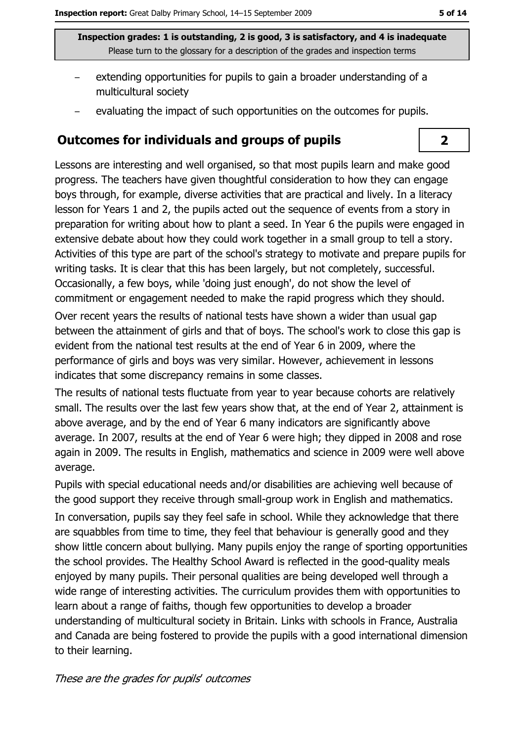Inspection grades: 1 is outstanding, 2 is good, 3 is satisfactory, and 4 is inadequate
Please turn to the glossary for a description of the grades and inspection terms

- extending opportunities for pupils to gain a broader understanding of a multicultural society
- evaluating the impact of such opportunities on the outcomes for pupils.

## Outcomes for individuals and groups of pupils

**2**

Lessons are interesting and well organised, so that most pupils learn and make good progress. The teachers have given thoughtful consideration to how they can engage boys through, for example, diverse activities that are practical and lively. In a literacy lesson for Years 1 and 2, the pupils acted out the sequence of events from a story in preparation for writing about how to plant a seed. In Year 6 the pupils were engaged in extensive debate about how they could work together in a small group to tell a story. Activities of this type are part of the school's strategy to motivate and prepare pupils for writing tasks. It is clear that this has been largely, but not completely, successful. Occasionally, a few boys, while 'doing just enough', do not show the level of commitment or engagement needed to make the rapid progress which they should.

Over recent years the results of national tests have shown a wider than usual gap between the attainment of girls and that of boys. The school's work to close this gap is evident from the national test results at the end of Year 6 in 2009, where the performance of girls and boys was very similar. However, achievement in lessons indicates that some discrepancy remains in some classes.

The results of national tests fluctuate from year to year because cohorts are relatively small. The results over the last few years show that, at the end of Year 2, attainment is above average, and by the end of Year 6 many indicators are significantly above average. In 2007, results at the end of Year 6 were high; they dipped in 2008 and rose again in 2009. The results in English, mathematics and science in 2009 were well above average.

Pupils with special educational needs and/or disabilities are achieving well because of the good support they receive through small-group work in English and mathematics.

In conversation, pupils say they feel safe in school. While they acknowledge that there are squabbles from time to time, they feel that behaviour is generally good and they show little concern about bullying. Many pupils enjoy the range of sporting opportunities the school provides. The Healthy School Award is reflected in the good-quality meals enjoyed by many pupils. Their personal qualities are being developed well through a wide range of interesting activities. The curriculum provides them with opportunities to learn about a range of faiths, though few opportunities to develop a broader understanding of multicultural society in Britain. Links with schools in France, Australia and Canada are being fostered to provide the pupils with a good international dimension to their learning.

*These are the grades for pupils' outcomes*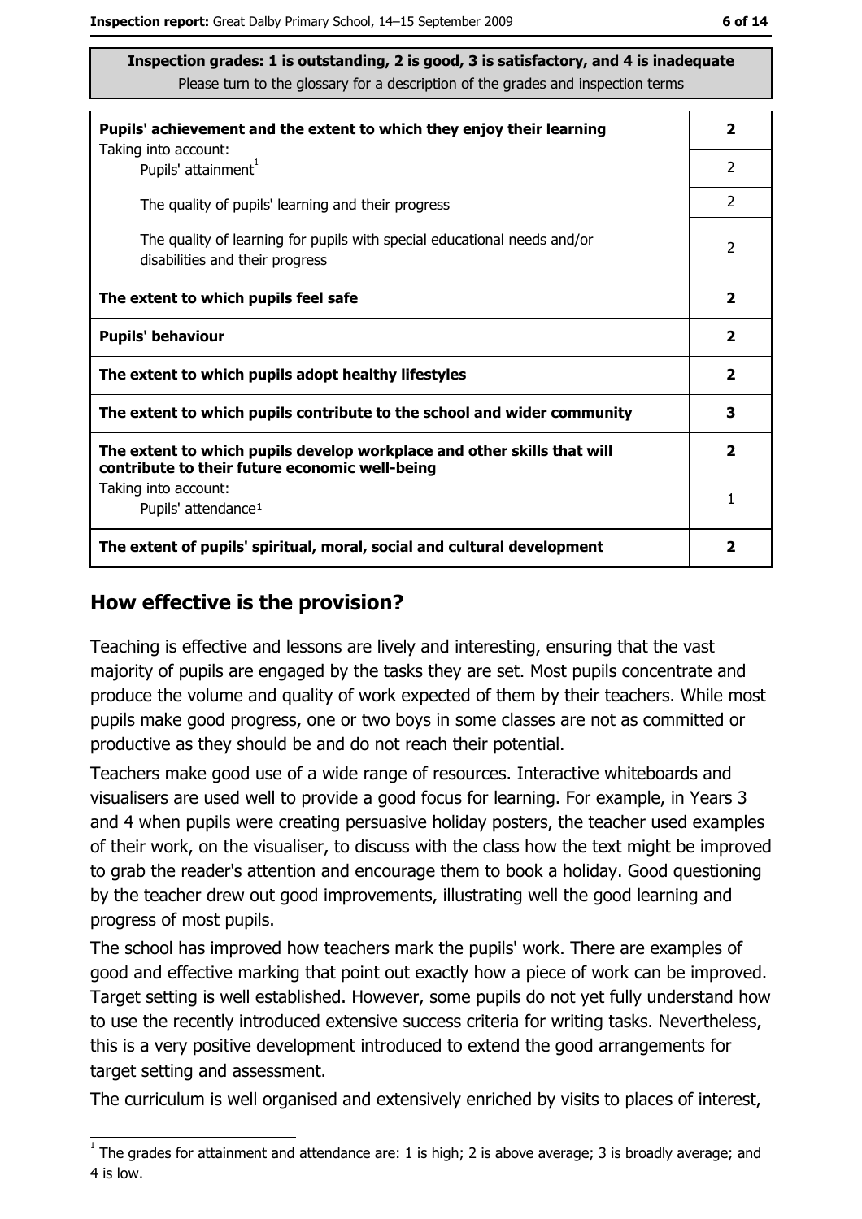**Inspection grades: 1 is outstanding, 2 is good, 3 is satisfactory, and 4 is inadequate**
Please turn to the glossary for a description of the grades and inspection terms

| | |
|---|---|
| **Pupils' achievement and the extent to which they enjoy their learning** | **2** |
| Taking into account: Pupils' attainment[1] | 2 |
| The quality of pupils' learning and their progress | 2 |
| The quality of learning for pupils with special educational needs and/or disabilities and their progress | 2 |
| **The extent to which pupils feel safe** | **2** |
| **Pupils' behaviour** | **2** |
| **The extent to which pupils adopt healthy lifestyles** | **2** |
| **The extent to which pupils contribute to the school and wider community** | **3** |
| **The extent to which pupils develop workplace and other skills that will contribute to their future economic well-being** | **2** |
| Taking into account: Pupils' attendance[1] | 1 |
| **The extent of pupils' spiritual, moral, social and cultural development** | **2** |

## How effective is the provision?

Teaching is effective and lessons are lively and interesting, ensuring that the vast majority of pupils are engaged by the tasks they are set. Most pupils concentrate and produce the volume and quality of work expected of them by their teachers. While most pupils make good progress, one or two boys in some classes are not as committed or productive as they should be and do not reach their potential.

Teachers make good use of a wide range of resources. Interactive whiteboards and visualisers are used well to provide a good focus for learning. For example, in Years 3 and 4 when pupils were creating persuasive holiday posters, the teacher used examples of their work, on the visualiser, to discuss with the class how the text might be improved to grab the reader's attention and encourage them to book a holiday. Good questioning by the teacher drew out good improvements, illustrating well the good learning and progress of most pupils.

The school has improved how teachers mark the pupils' work. There are examples of good and effective marking that point out exactly how a piece of work can be improved. Target setting is well established. However, some pupils do not yet fully understand how to use the recently introduced extensive success criteria for writing tasks. Nevertheless, this is a very positive development introduced to extend the good arrangements for target setting and assessment.

The curriculum is well organised and extensively enriched by visits to places of interest,

[1] The grades for attainment and attendance are: 1 is high; 2 is above average; 3 is broadly average; and 4 is low.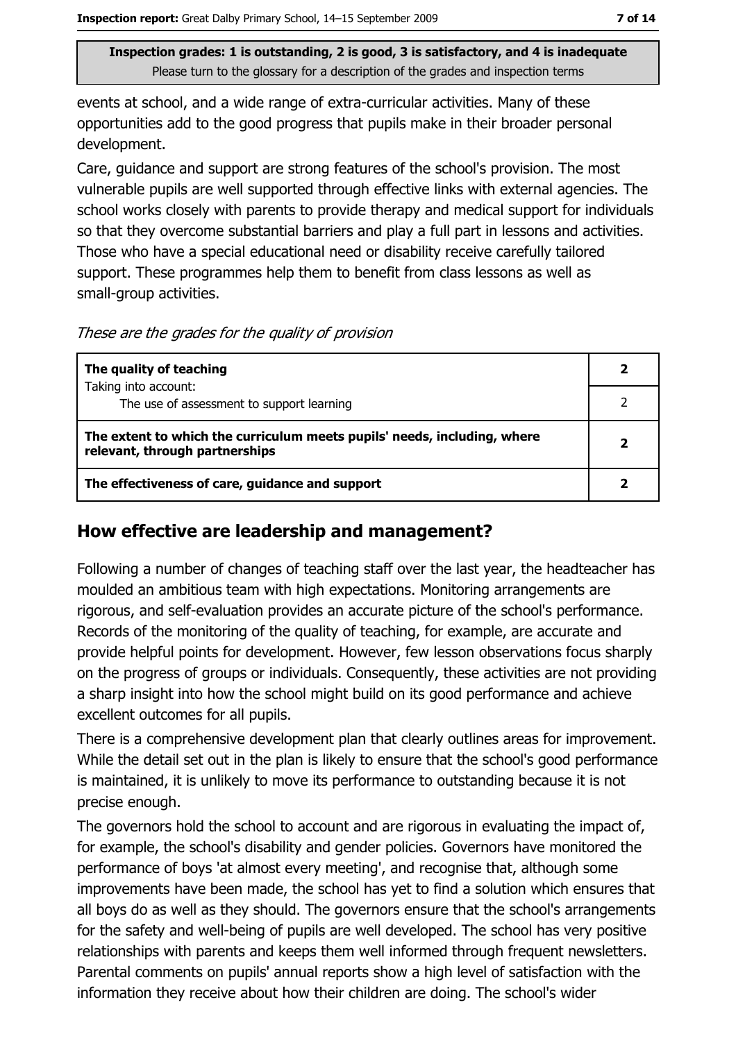events at school, and a wide range of extra-curricular activities. Many of these opportunities add to the good progress that pupils make in their broader personal development.

Care, guidance and support are strong features of the school's provision. The most vulnerable pupils are well supported through effective links with external agencies. The school works closely with parents to provide therapy and medical support for individuals so that they overcome substantial barriers and play a full part in lessons and activities. Those who have a special educational need or disability receive carefully tailored support. These programmes help them to benefit from class lessons as well as small-group activities.

*These are the grades for the quality of provision*

| | |
|---|---|
| **The quality of teaching**<br>Taking into account:<br>The use of assessment to support learning | **2**<br>2 |
| **The extent to which the curriculum meets pupils' needs, including, where relevant, through partnerships** | **2** |
| **The effectiveness of care, guidance and support** | **2** |

## How effective are leadership and management?

Following a number of changes of teaching staff over the last year, the headteacher has moulded an ambitious team with high expectations. Monitoring arrangements are rigorous, and self-evaluation provides an accurate picture of the school's performance. Records of the monitoring of the quality of teaching, for example, are accurate and provide helpful points for development. However, few lesson observations focus sharply on the progress of groups or individuals. Consequently, these activities are not providing a sharp insight into how the school might build on its good performance and achieve excellent outcomes for all pupils.

There is a comprehensive development plan that clearly outlines areas for improvement. While the detail set out in the plan is likely to ensure that the school's good performance is maintained, it is unlikely to move its performance to outstanding because it is not precise enough.

The governors hold the school to account and are rigorous in evaluating the impact of, for example, the school's disability and gender policies. Governors have monitored the performance of boys 'at almost every meeting', and recognise that, although some improvements have been made, the school has yet to find a solution which ensures that all boys do as well as they should. The governors ensure that the school's arrangements for the safety and well-being of pupils are well developed. The school has very positive relationships with parents and keeps them well informed through frequent newsletters. Parental comments on pupils' annual reports show a high level of satisfaction with the information they receive about how their children are doing. The school's wider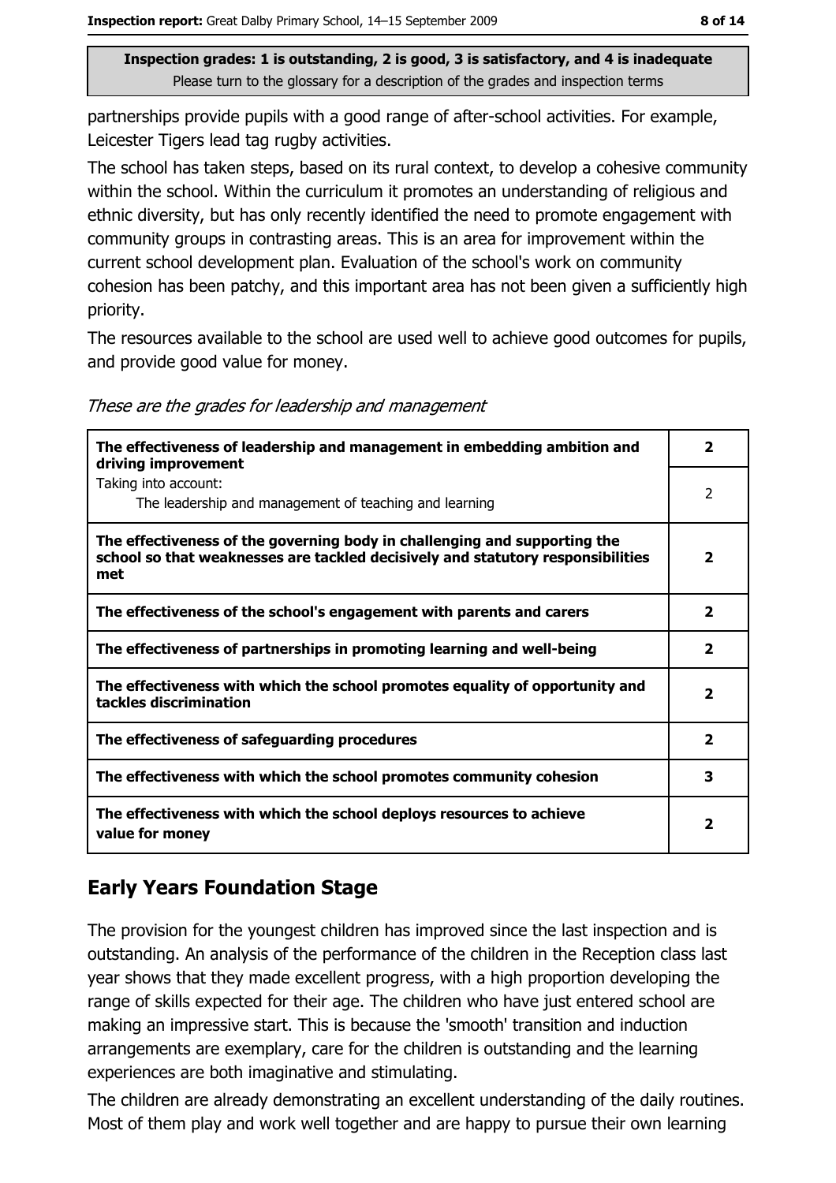partnerships provide pupils with a good range of after-school activities. For example, Leicester Tigers lead tag rugby activities.

The school has taken steps, based on its rural context, to develop a cohesive community within the school. Within the curriculum it promotes an understanding of religious and ethnic diversity, but has only recently identified the need to promote engagement with community groups in contrasting areas. This is an area for improvement within the current school development plan. Evaluation of the school's work on community cohesion has been patchy, and this important area has not been given a sufficiently high priority.

The resources available to the school are used well to achieve good outcomes for pupils, and provide good value for money.

*These are the grades for leadership and management*

| | |
|---|---|
| **The effectiveness of leadership and management in embedding ambition and driving improvement** | **2** |
| Taking into account:<br>The leadership and management of teaching and learning | 2 |
| **The effectiveness of the governing body in challenging and supporting the school so that weaknesses are tackled decisively and statutory responsibilities met** | **2** |
| **The effectiveness of the school's engagement with parents and carers** | **2** |
| **The effectiveness of partnerships in promoting learning and well-being** | **2** |
| **The effectiveness with which the school promotes equality of opportunity and tackles discrimination** | **2** |
| **The effectiveness of safeguarding procedures** | **2** |
| **The effectiveness with which the school promotes community cohesion** | **3** |
| **The effectiveness with which the school deploys resources to achieve value for money** | **2** |

## Early Years Foundation Stage

The provision for the youngest children has improved since the last inspection and is outstanding. An analysis of the performance of the children in the Reception class last year shows that they made excellent progress, with a high proportion developing the range of skills expected for their age. The children who have just entered school are making an impressive start. This is because the 'smooth' transition and induction arrangements are exemplary, care for the children is outstanding and the learning experiences are both imaginative and stimulating.

The children are already demonstrating an excellent understanding of the daily routines. Most of them play and work well together and are happy to pursue their own learning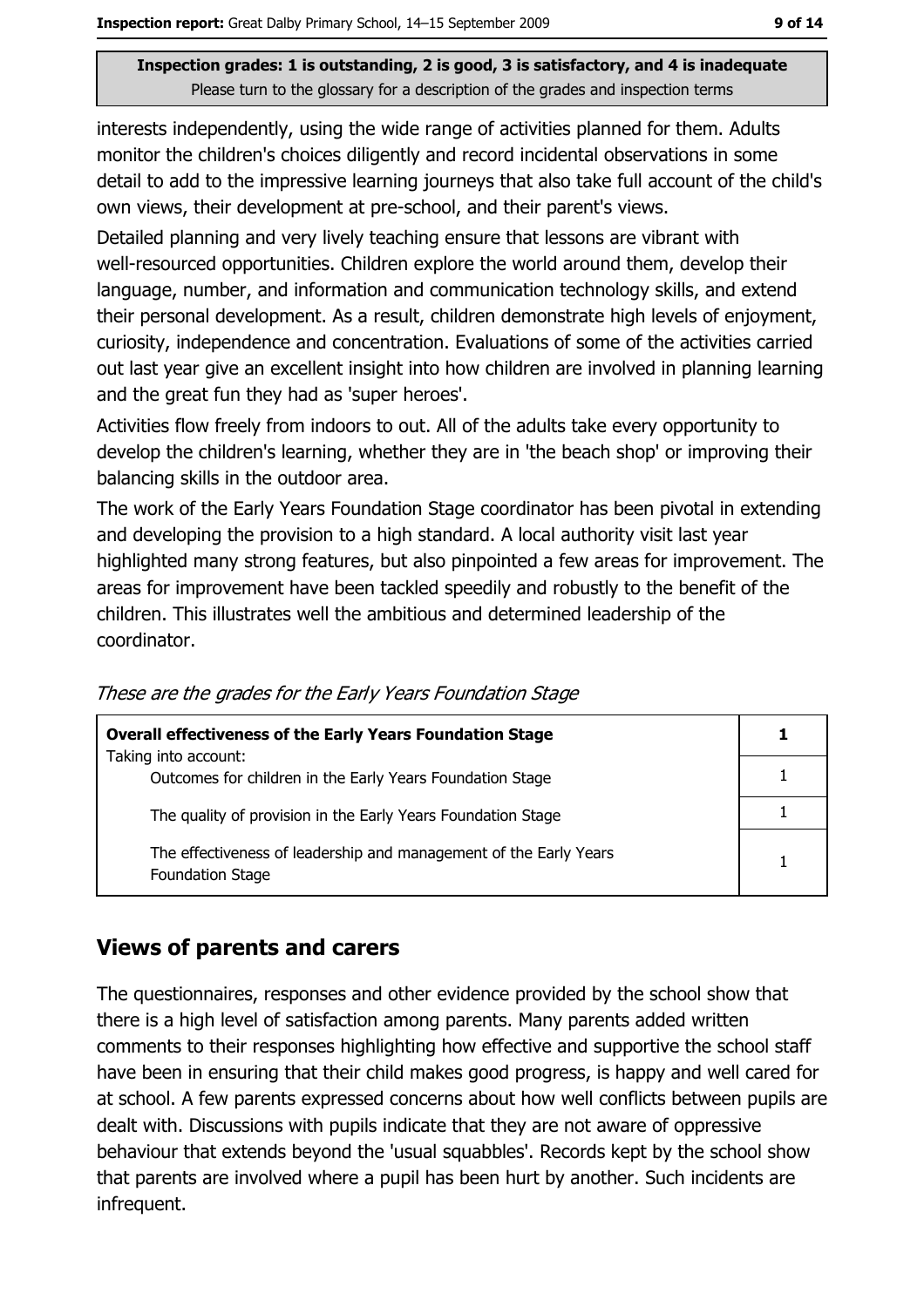interests independently, using the wide range of activities planned for them. Adults monitor the children's choices diligently and record incidental observations in some detail to add to the impressive learning journeys that also take full account of the child's own views, their development at pre-school, and their parent's views.

Detailed planning and very lively teaching ensure that lessons are vibrant with well-resourced opportunities. Children explore the world around them, develop their language, number, and information and communication technology skills, and extend their personal development. As a result, children demonstrate high levels of enjoyment, curiosity, independence and concentration. Evaluations of some of the activities carried out last year give an excellent insight into how children are involved in planning learning and the great fun they had as 'super heroes'.

Activities flow freely from indoors to out. All of the adults take every opportunity to develop the children's learning, whether they are in 'the beach shop' or improving their balancing skills in the outdoor area.

The work of the Early Years Foundation Stage coordinator has been pivotal in extending and developing the provision to a high standard. A local authority visit last year highlighted many strong features, but also pinpointed a few areas for improvement. The areas for improvement have been tackled speedily and robustly to the benefit of the children. This illustrates well the ambitious and determined leadership of the coordinator.

*These are the grades for the Early Years Foundation Stage*

| **Overall effectiveness of the Early Years Foundation Stage** | **1** |
|---|---|
| Taking into account: Outcomes for children in the Early Years Foundation Stage | 1 |
| The quality of provision in the Early Years Foundation Stage | 1 |
| The effectiveness of leadership and management of the Early Years Foundation Stage | 1 |

## Views of parents and carers

The questionnaires, responses and other evidence provided by the school show that there is a high level of satisfaction among parents. Many parents added written comments to their responses highlighting how effective and supportive the school staff have been in ensuring that their child makes good progress, is happy and well cared for at school. A few parents expressed concerns about how well conflicts between pupils are dealt with. Discussions with pupils indicate that they are not aware of oppressive behaviour that extends beyond the 'usual squabbles'. Records kept by the school show that parents are involved where a pupil has been hurt by another. Such incidents are infrequent.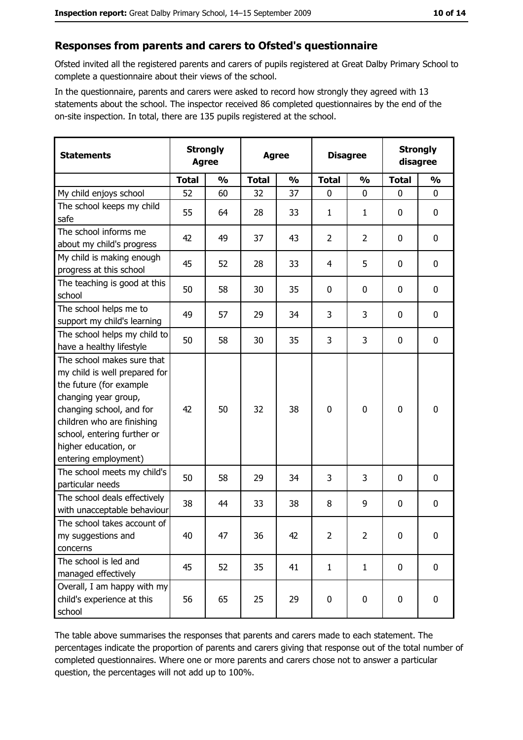## Responses from parents and carers to Ofsted's questionnaire

Ofsted invited all the registered parents and carers of pupils registered at Great Dalby Primary School to complete a questionnaire about their views of the school.

In the questionnaire, parents and carers were asked to record how strongly they agreed with 13 statements about the school. The inspector received 86 completed questionnaires by the end of the on-site inspection. In total, there are 135 pupils registered at the school.

| Statements | Strongly Agree | | Agree | | Disagree | | Strongly disagree | |
|---|---|---|---|---|---|---|---|---|
| | Total | % | Total | % | Total | % | Total | % |
| My child enjoys school | 52 | 60 | 32 | 37 | 0 | 0 | 0 | 0 |
| The school keeps my child safe | 55 | 64 | 28 | 33 | 1 | 1 | 0 | 0 |
| The school informs me about my child's progress | 42 | 49 | 37 | 43 | 2 | 2 | 0 | 0 |
| My child is making enough progress at this school | 45 | 52 | 28 | 33 | 4 | 5 | 0 | 0 |
| The teaching is good at this school | 50 | 58 | 30 | 35 | 0 | 0 | 0 | 0 |
| The school helps me to support my child's learning | 49 | 57 | 29 | 34 | 3 | 3 | 0 | 0 |
| The school helps my child to have a healthy lifestyle | 50 | 58 | 30 | 35 | 3 | 3 | 0 | 0 |
| The school makes sure that my child is well prepared for the future (for example changing year group, changing school, and for children who are finishing school, entering further or higher education, or entering employment) | 42 | 50 | 32 | 38 | 0 | 0 | 0 | 0 |
| The school meets my child's particular needs | 50 | 58 | 29 | 34 | 3 | 3 | 0 | 0 |
| The school deals effectively with unacceptable behaviour | 38 | 44 | 33 | 38 | 8 | 9 | 0 | 0 |
| The school takes account of my suggestions and concerns | 40 | 47 | 36 | 42 | 2 | 2 | 0 | 0 |
| The school is led and managed effectively | 45 | 52 | 35 | 41 | 1 | 1 | 0 | 0 |
| Overall, I am happy with my child's experience at this school | 56 | 65 | 25 | 29 | 0 | 0 | 0 | 0 |

The table above summarises the responses that parents and carers made to each statement. The percentages indicate the proportion of parents and carers giving that response out of the total number of completed questionnaires. Where one or more parents and carers chose not to answer a particular question, the percentages will not add up to 100%.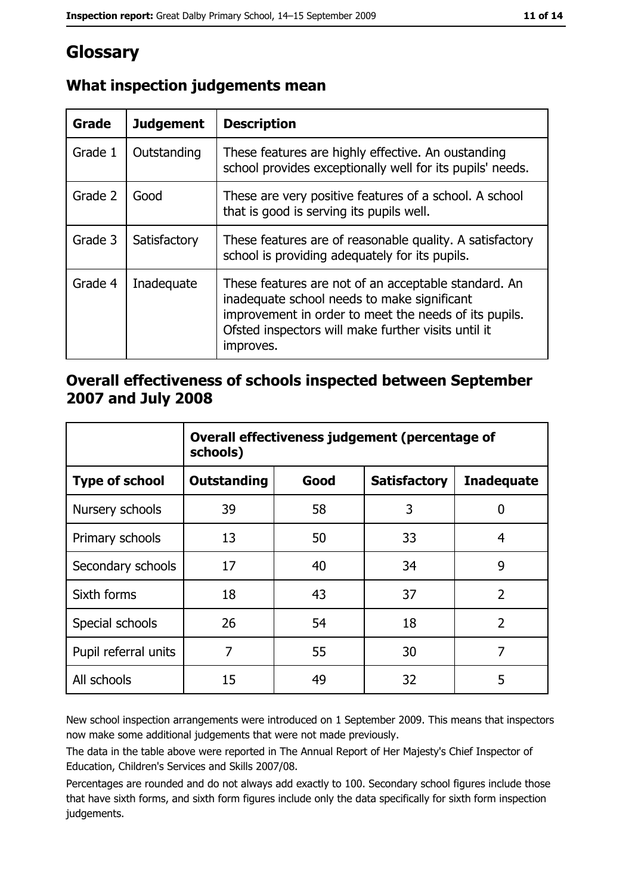# Glossary

## What inspection judgements mean

| Grade | Judgement | Description |
| --- | --- | --- |
| Grade 1 | Outstanding | These features are highly effective. An oustanding school provides exceptionally well for its pupils' needs. |
| Grade 2 | Good | These are very positive features of a school. A school that is good is serving its pupils well. |
| Grade 3 | Satisfactory | These features are of reasonable quality. A satisfactory school is providing adequately for its pupils. |
| Grade 4 | Inadequate | These features are not of an acceptable standard. An inadequate school needs to make significant improvement in order to meet the needs of its pupils. Ofsted inspectors will make further visits until it improves. |

## Overall effectiveness of schools inspected between September 2007 and July 2008

| | Overall effectiveness judgement (percentage of schools) | | | |
| --- | --- | --- | --- | --- |
| **Type of school** | **Outstanding** | **Good** | **Satisfactory** | **Inadequate** |
| Nursery schools | 39 | 58 | 3 | 0 |
| Primary schools | 13 | 50 | 33 | 4 |
| Secondary schools | 17 | 40 | 34 | 9 |
| Sixth forms | 18 | 43 | 37 | 2 |
| Special schools | 26 | 54 | 18 | 2 |
| Pupil referral units | 7 | 55 | 30 | 7 |
| All schools | 15 | 49 | 32 | 5 |

New school inspection arrangements were introduced on 1 September 2009. This means that inspectors now make some additional judgements that were not made previously.

The data in the table above were reported in The Annual Report of Her Majesty's Chief Inspector of Education, Children's Services and Skills 2007/08.

Percentages are rounded and do not always add exactly to 100. Secondary school figures include those that have sixth forms, and sixth form figures include only the data specifically for sixth form inspection judgements.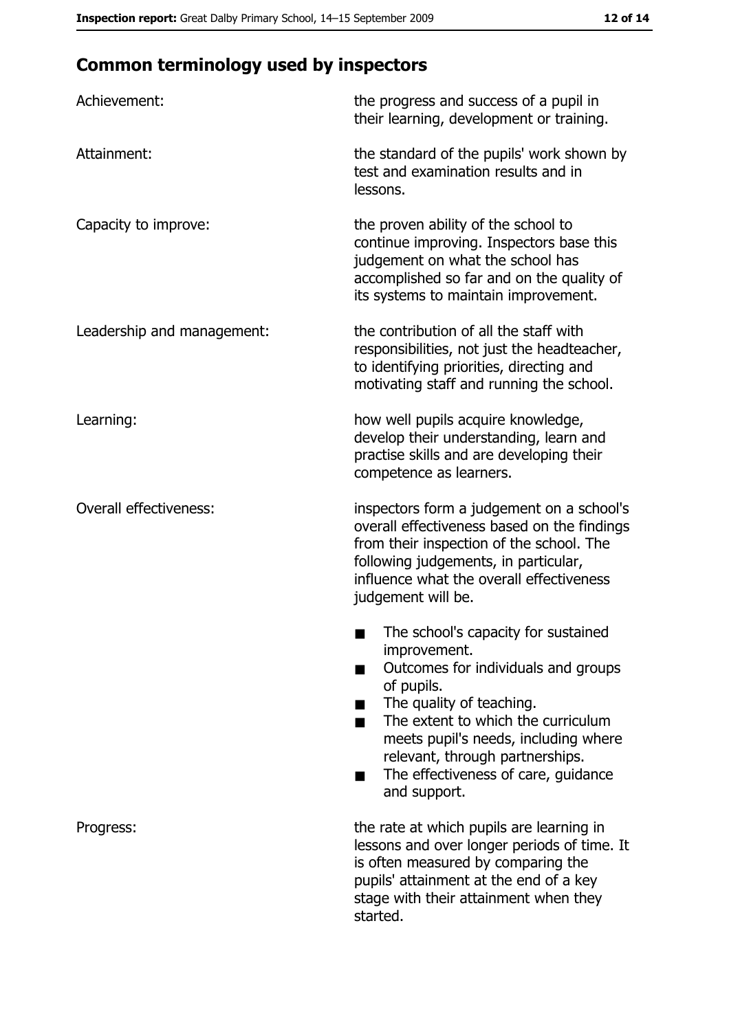## Common terminology used by inspectors

**Achievement:** the progress and success of a pupil in their learning, development or training.

**Attainment:** the standard of the pupils' work shown by test and examination results and in lessons.

**Capacity to improve:** the proven ability of the school to continue improving. Inspectors base this judgement on what the school has accomplished so far and on the quality of its systems to maintain improvement.

**Leadership and management:** the contribution of all the staff with responsibilities, not just the headteacher, to identifying priorities, directing and motivating staff and running the school.

**Learning:** how well pupils acquire knowledge, develop their understanding, learn and practise skills and are developing their competence as learners.

**Overall effectiveness:** inspectors form a judgement on a school's overall effectiveness based on the findings from their inspection of the school. The following judgements, in particular, influence what the overall effectiveness judgement will be.

- The school's capacity for sustained improvement.
- Outcomes for individuals and groups of pupils.
- The quality of teaching.
- The extent to which the curriculum meets pupil's needs, including where relevant, through partnerships.
- The effectiveness of care, guidance and support.

**Progress:** the rate at which pupils are learning in lessons and over longer periods of time. It is often measured by comparing the pupils' attainment at the end of a key stage with their attainment when they started.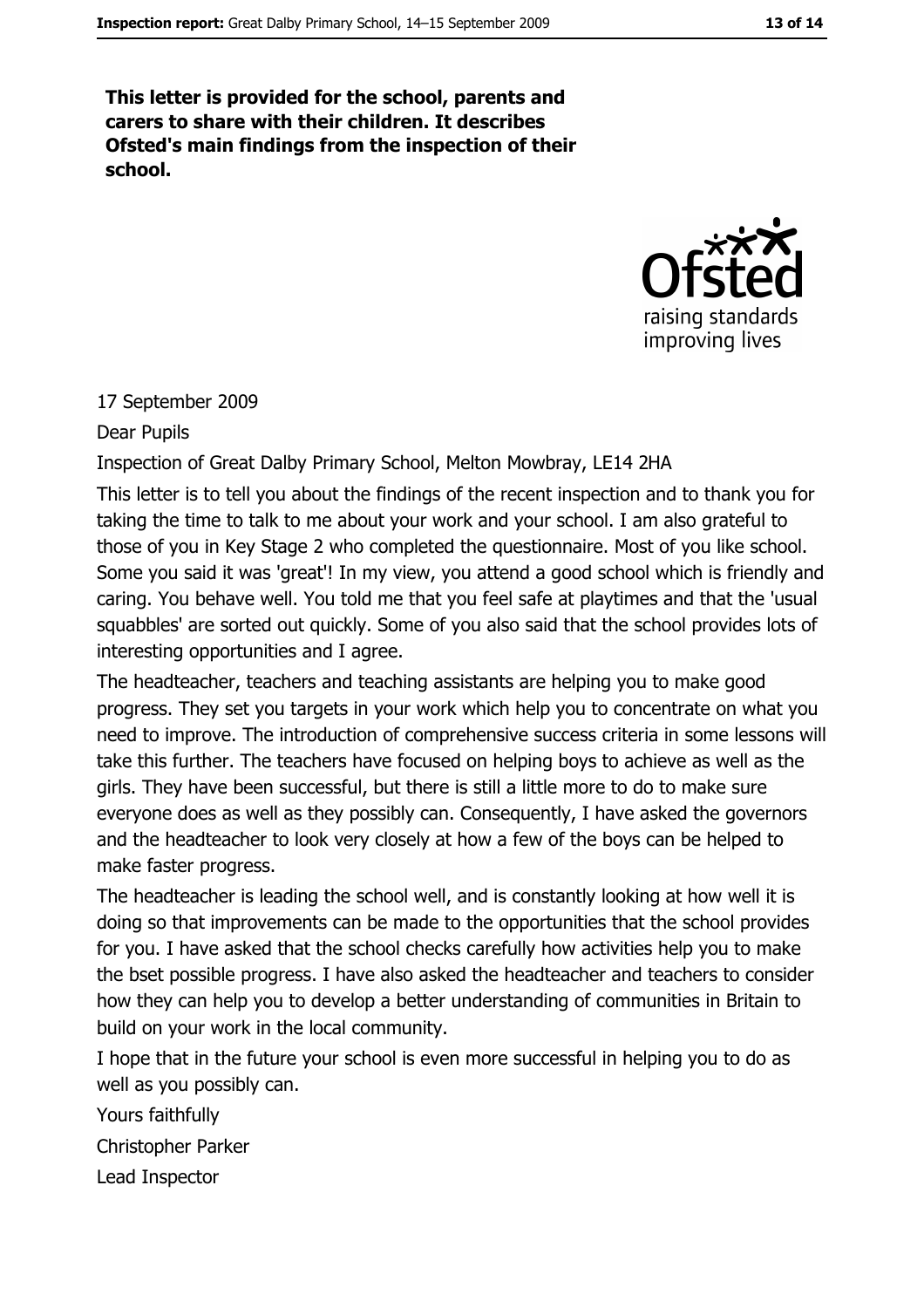**This letter is provided for the school, parents and carers to share with their children. It describes Ofsted's main findings from the inspection of their school.**

17 September 2009

Dear Pupils

Inspection of Great Dalby Primary School, Melton Mowbray, LE14 2HA

This letter is to tell you about the findings of the recent inspection and to thank you for taking the time to talk to me about your work and your school. I am also grateful to those of you in Key Stage 2 who completed the questionnaire. Most of you like school. Some you said it was 'great'! In my view, you attend a good school which is friendly and caring. You behave well. You told me that you feel safe at playtimes and that the 'usual squabbles' are sorted out quickly. Some of you also said that the school provides lots of interesting opportunities and I agree.

The headteacher, teachers and teaching assistants are helping you to make good progress. They set you targets in your work which help you to concentrate on what you need to improve. The introduction of comprehensive success criteria in some lessons will take this further. The teachers have focused on helping boys to achieve as well as the girls. They have been successful, but there is still a little more to do to make sure everyone does as well as they possibly can. Consequently, I have asked the governors and the headteacher to look very closely at how a few of the boys can be helped to make faster progress.

The headteacher is leading the school well, and is constantly looking at how well it is doing so that improvements can be made to the opportunities that the school provides for you. I have asked that the school checks carefully how activities help you to make the bset possible progress. I have also asked the headteacher and teachers to consider how they can help you to develop a better understanding of communities in Britain to build on your work in the local community.

I hope that in the future your school is even more successful in helping you to do as well as you possibly can.

Yours faithfully

Christopher Parker

Lead Inspector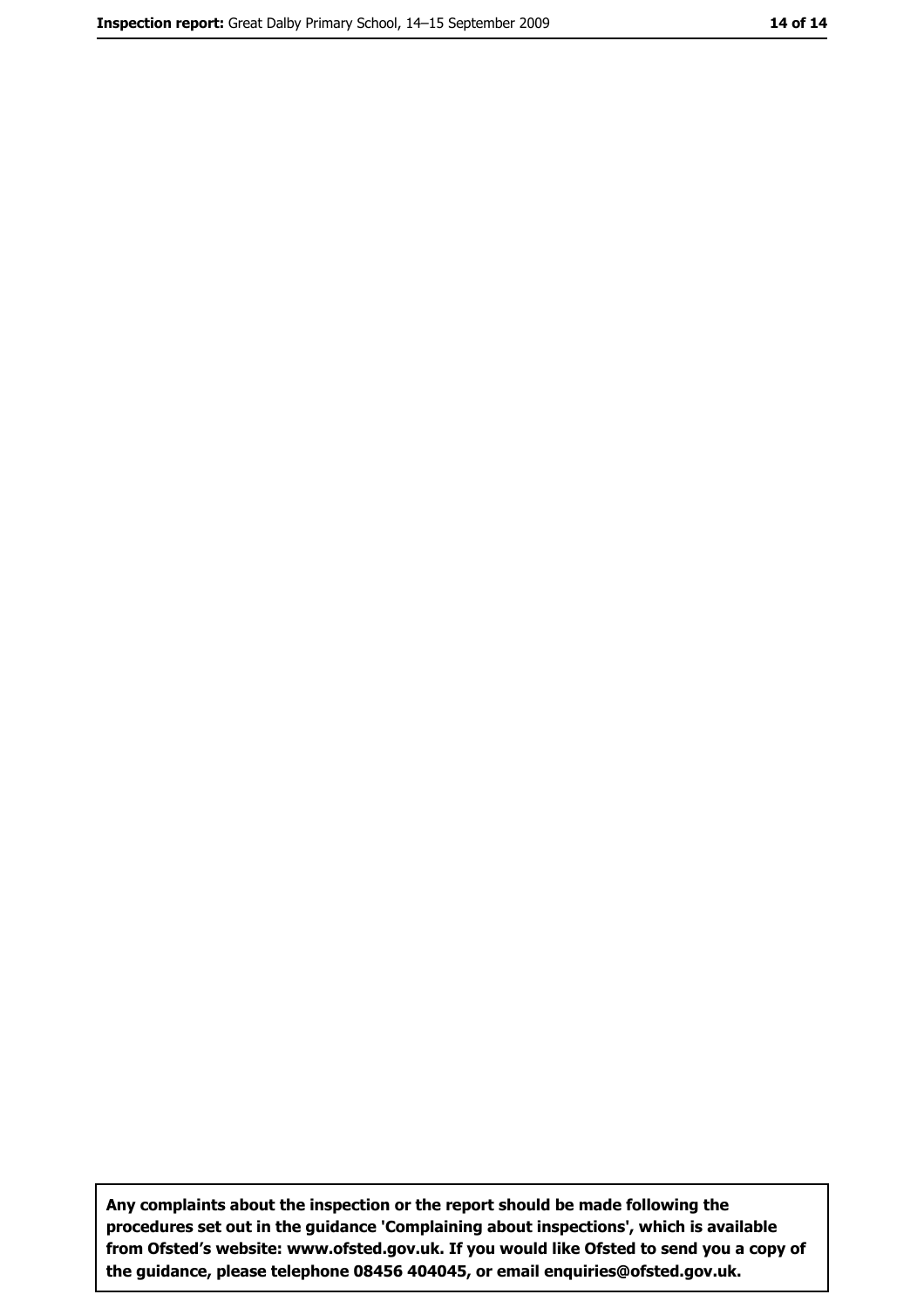**Any complaints about the inspection or the report should be made following the procedures set out in the guidance 'Complaining about inspections', which is available from Ofsted's website: www.ofsted.gov.uk. If you would like Ofsted to send you a copy of the guidance, please telephone 08456 404045, or email enquiries@ofsted.gov.uk.**